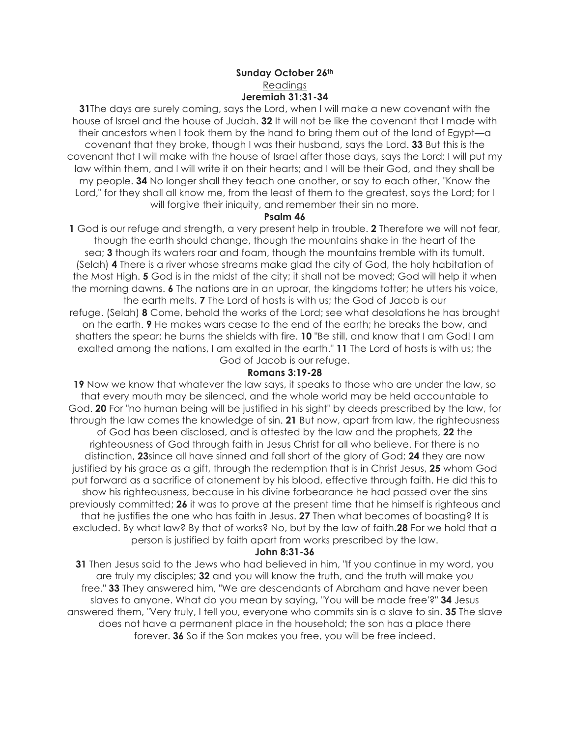**Sunday October 26th**

Readings

**Jeremiah 31:31-34**

**31**The days are surely coming, says the Lord, when I will make a new covenant with the house of Israel and the house of Judah. **32** It will not be like the covenant that I made with their ancestors when I took them by the hand to bring them out of the land of Egypt—a covenant that they broke, though I was their husband, says the Lord. **33** But this is the covenant that I will make with the house of Israel after those days, says the Lord: I will put my law within them, and I will write it on their hearts; and I will be their God, and they shall be my people. **34** No longer shall they teach one another, or say to each other, "Know the Lord," for they shall all know me, from the least of them to the greatest, says the Lord; for I will forgive their iniquity, and remember their sin no more.

**Psalm 46**

**1** God is our refuge and strength, a very present help in trouble. **2** Therefore we will not fear, though the earth should change, though the mountains shake in the heart of the sea; **3** though its waters roar and foam, though the mountains tremble with its tumult. (Selah) **4** There is a river whose streams make glad the city of God, the holy habitation of the Most High. **5** God is in the midst of the city; it shall not be moved; God will help it when the morning dawns. **6** The nations are in an uproar, the kingdoms totter; he utters his voice, the earth melts. **7** The Lord of hosts is with us; the God of Jacob is our refuge. (Selah) **8** Come, behold the works of the Lord; see what desolations he has brought on the earth. **9** He makes wars cease to the end of the earth; he breaks the bow, and shatters the spear; he burns the shields with fire. **10** "Be still, and know that I am God! I am exalted among the nations, I am exalted in the earth." **11** The Lord of hosts is with us; the God of Jacob is our refuge.

**Romans 3:19-28**

**19** Now we know that whatever the law says, it speaks to those who are under the law, so that every mouth may be silenced, and the whole world may be held accountable to God. **20** For "no human being will be justified in his sight" by deeds prescribed by the law, for through the law comes the knowledge of sin. **21** But now, apart from law, the righteousness of God has been disclosed, and is attested by the law and the prophets, **22** the righteousness of God through faith in Jesus Christ for all who believe. For there is no distinction, **23**since all have sinned and fall short of the glory of God; **24** they are now justified by his grace as a gift, through the redemption that is in Christ Jesus, **25** whom God put forward as a sacrifice of atonement by his blood, effective through faith. He did this to show his righteousness, because in his divine forbearance he had passed over the sins previously committed; **26** it was to prove at the present time that he himself is righteous and that he justifies the one who has faith in Jesus. **27** Then what becomes of boasting? It is excluded. By what law? By that of works? No, but by the law of faith.**28** For we hold that a person is justified by faith apart from works prescribed by the law.

**John 8:31-36**

**31** Then Jesus said to the Jews who had believed in him, "If you continue in my word, you are truly my disciples; **32** and you will know the truth, and the truth will make you free." **33** They answered him, "We are descendants of Abraham and have never been slaves to anyone. What do you mean by saying, "You will be made free'?" **34** Jesus answered them, "Very truly, I tell you, everyone who commits sin is a slave to sin. **35** The slave does not have a permanent place in the household; the son has a place there forever. **36** So if the Son makes you free, you will be free indeed.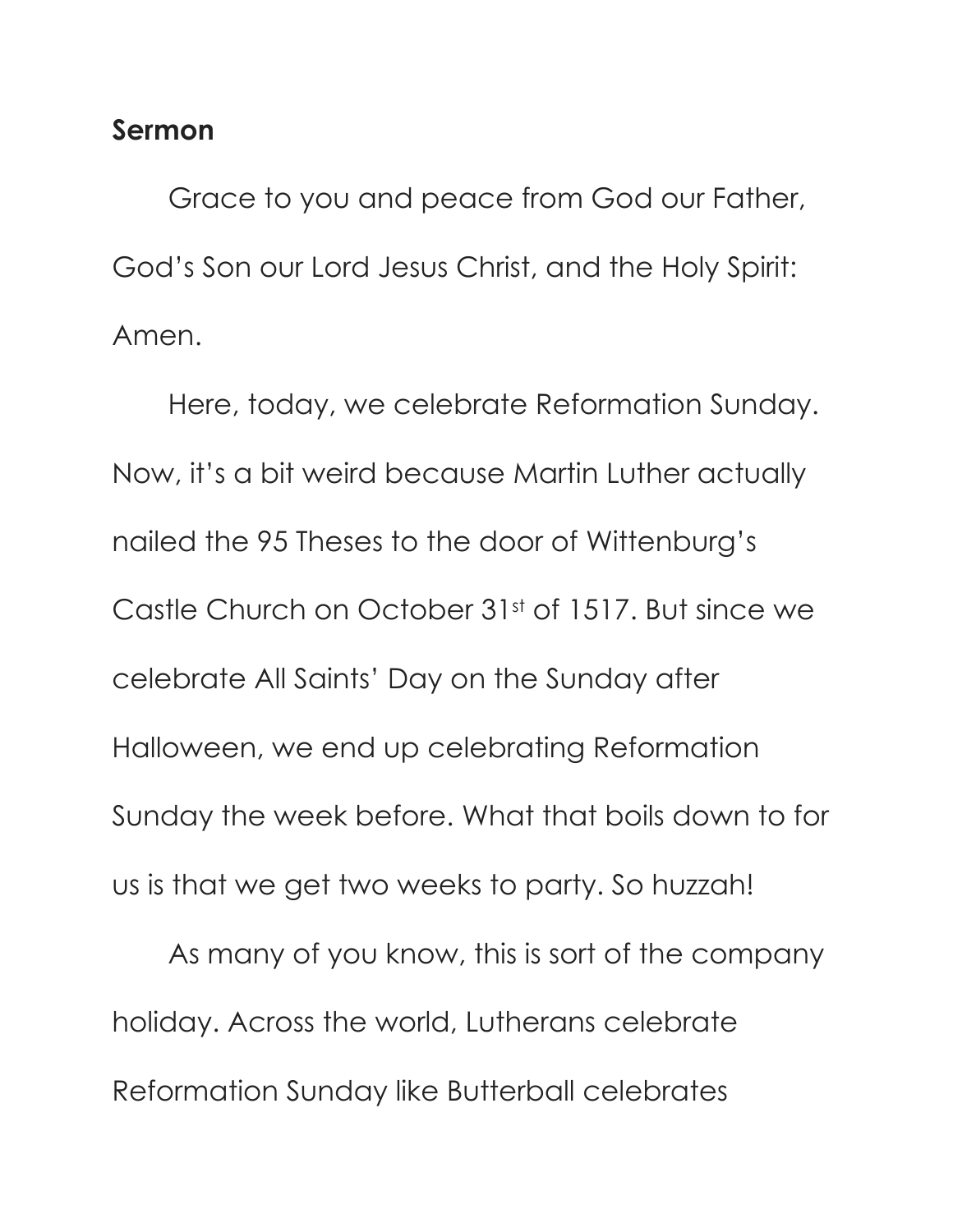**Sermon**

Grace to you and peace from God our Father, God's Son our Lord Jesus Christ, and the Holy Spirit: Amen.

Here, today, we celebrate Reformation Sunday. Now, it's a bit weird because Martin Luther actually nailed the 95 Theses to the door of Wittenburg's Castle Church on October 31st of 1517. But since we celebrate All Saints' Day on the Sunday after Halloween, we end up celebrating Reformation Sunday the week before. What that boils down to for us is that we get two weeks to party. So huzzah!

As many of you know, this is sort of the company holiday. Across the world, Lutherans celebrate Reformation Sunday like Butterball celebrates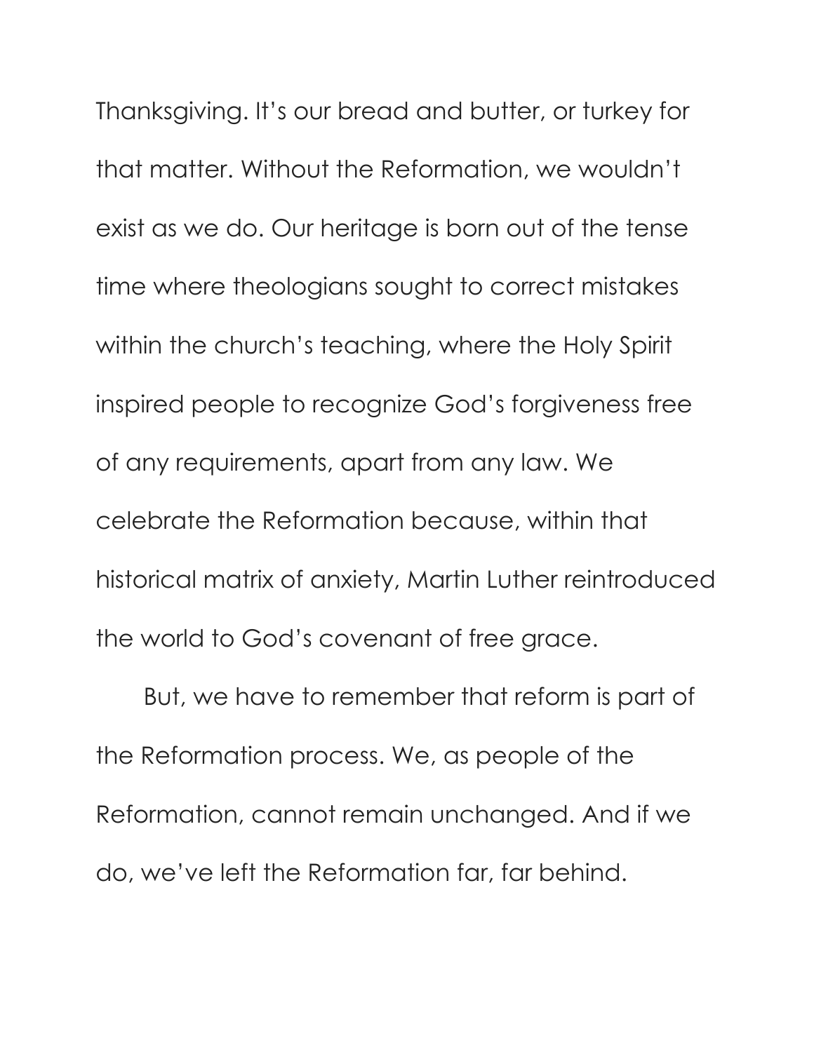Thanksgiving. It's our bread and butter, or turkey for that matter. Without the Reformation, we wouldn't exist as we do. Our heritage is born out of the tense time where theologians sought to correct mistakes within the church's teaching, where the Holy Spirit inspired people to recognize God's forgiveness free of any requirements, apart from any law. We celebrate the Reformation because, within that historical matrix of anxiety, Martin Luther reintroduced the world to God's covenant of free grace.

But, we have to remember that reform is part of the Reformation process. We, as people of the Reformation, cannot remain unchanged. And if we do, we've left the Reformation far, far behind.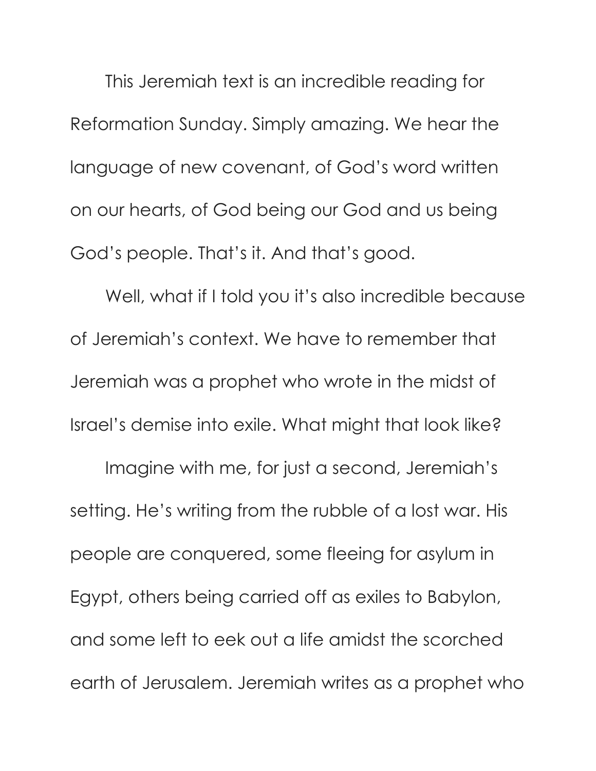This Jeremiah text is an incredible reading for Reformation Sunday. Simply amazing. We hear the language of new covenant, of God's word written on our hearts, of God being our God and us being God's people. That's it. And that's good.

Well, what if I told you it's also incredible because of Jeremiah's context. We have to remember that Jeremiah was a prophet who wrote in the midst of Israel's demise into exile. What might that look like?

Imagine with me, for just a second, Jeremiah's setting. He's writing from the rubble of a lost war. His people are conquered, some fleeing for asylum in Egypt, others being carried off as exiles to Babylon, and some left to eek out a life amidst the scorched earth of Jerusalem. Jeremiah writes as a prophet who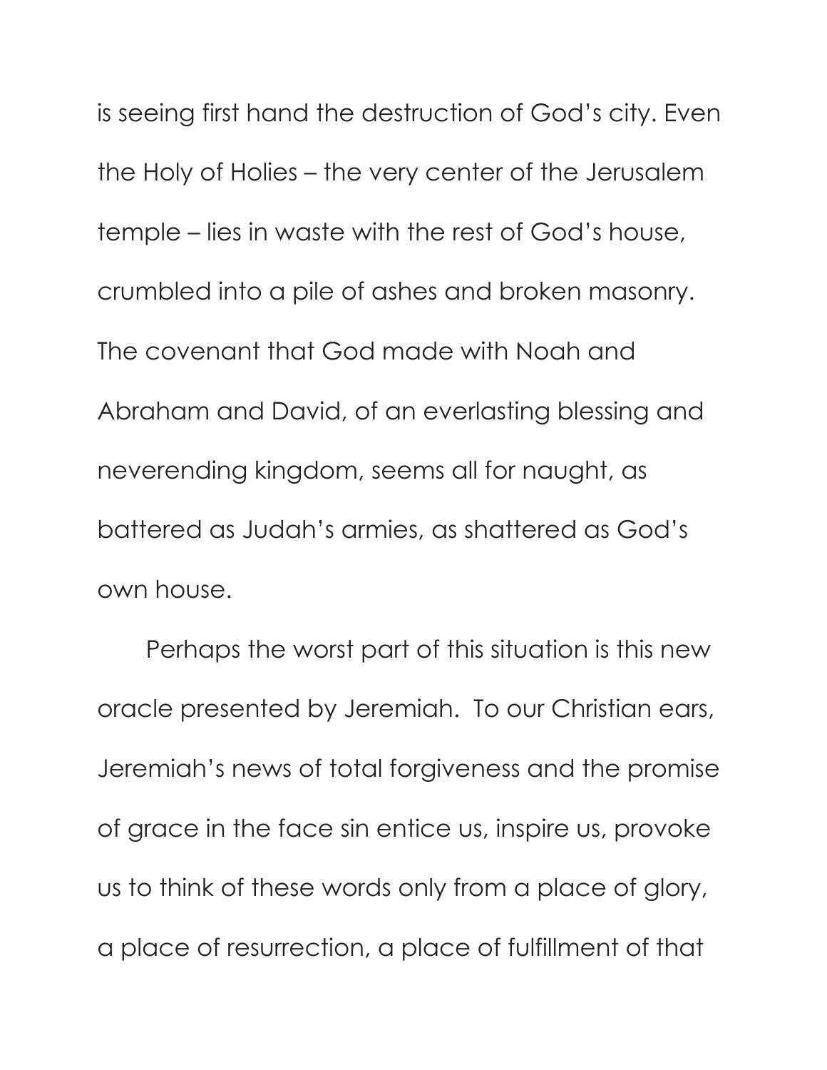is seeing first hand the destruction of God's city. Even the Holy of Holies – the very center of the Jerusalem temple – lies in waste with the rest of God's house, crumbled into a pile of ashes and broken masonry. The covenant that God made with Noah and Abraham and David, of an everlasting blessing and neverending kingdom, seems all for naught, as battered as Judah's armies, as shattered as God's own house.

Perhaps the worst part of this situation is this new oracle presented by Jeremiah. To our Christian ears, Jeremiah's news of total forgiveness and the promise of grace in the face sin entice us, inspire us, provoke us to think of these words only from a place of glory, a place of resurrection, a place of fulfillment of that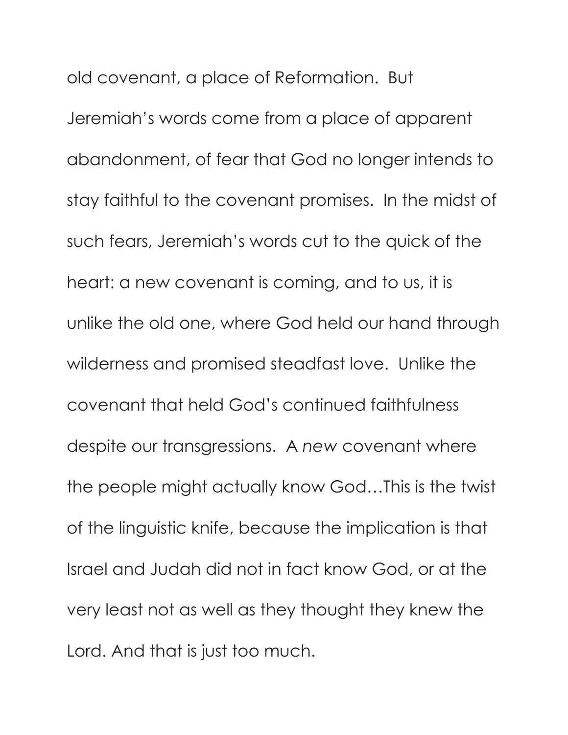old covenant, a place of Reformation. But Jeremiah's words come from a place of apparent abandonment, of fear that God no longer intends to stay faithful to the covenant promises. In the midst of such fears, Jeremiah's words cut to the quick of the heart: a new covenant is coming, and to us, it is unlike the old one, where God held our hand through wilderness and promised steadfast love. Unlike the covenant that held God's continued faithfulness despite our transgressions. A *new* covenant where the people might actually know God…This is the twist of the linguistic knife, because the implication is that Israel and Judah did not in fact know God, or at the very least not as well as they thought they knew the Lord. And that is just too much.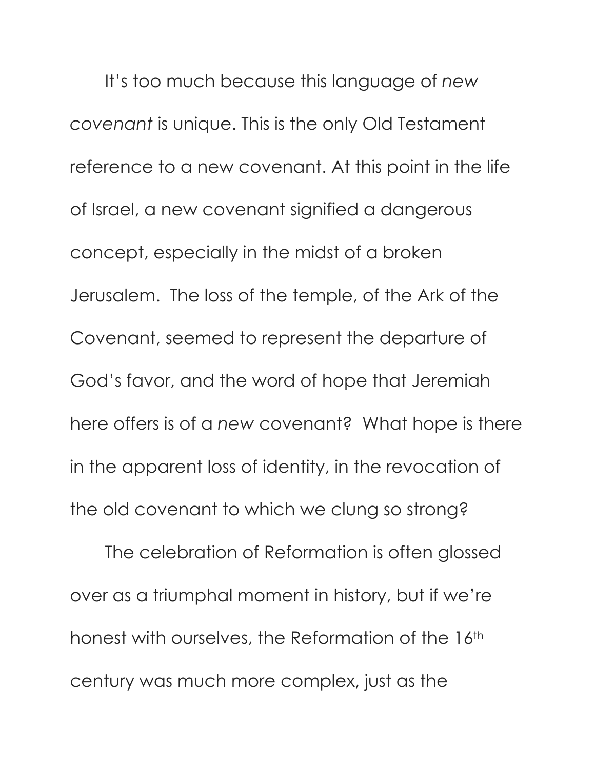It's too much because this language of *new covenant* is unique. This is the only Old Testament reference to a new covenant. At this point in the life of Israel, a new covenant signified a dangerous concept, especially in the midst of a broken Jerusalem. The loss of the temple, of the Ark of the Covenant, seemed to represent the departure of God's favor, and the word of hope that Jeremiah here offers is of a *new* covenant? What hope is there in the apparent loss of identity, in the revocation of the old covenant to which we clung so strong?

The celebration of Reformation is often glossed over as a triumphal moment in history, but if we're honest with ourselves, the Reformation of the 16th century was much more complex, just as the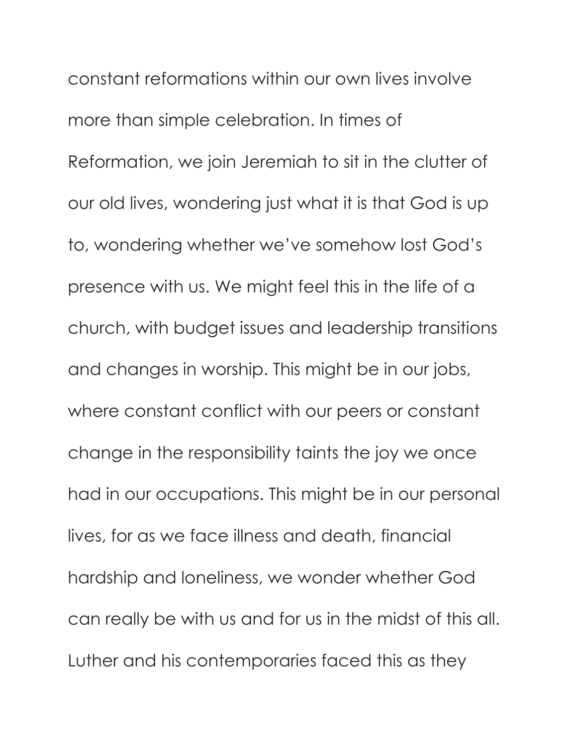constant reformations within our own lives involve more than simple celebration. In times of Reformation, we join Jeremiah to sit in the clutter of our old lives, wondering just what it is that God is up to, wondering whether we've somehow lost God's presence with us. We might feel this in the life of a church, with budget issues and leadership transitions and changes in worship. This might be in our jobs, where constant conflict with our peers or constant change in the responsibility taints the joy we once had in our occupations. This might be in our personal lives, for as we face illness and death, financial hardship and loneliness, we wonder whether God can really be with us and for us in the midst of this all. Luther and his contemporaries faced this as they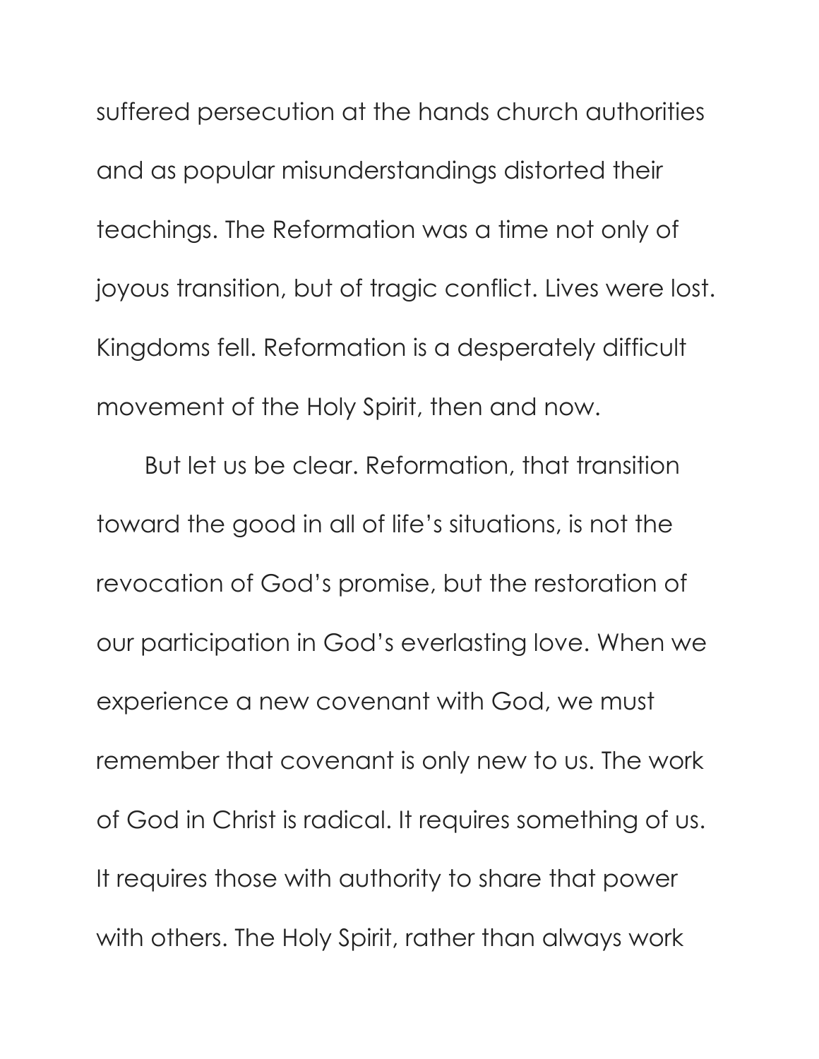suffered persecution at the hands church authorities and as popular misunderstandings distorted their teachings. The Reformation was a time not only of joyous transition, but of tragic conflict. Lives were lost. Kingdoms fell. Reformation is a desperately difficult movement of the Holy Spirit, then and now.

But let us be clear. Reformation, that transition toward the good in all of life's situations, is not the revocation of God's promise, but the restoration of our participation in God's everlasting love. When we experience a new covenant with God, we must remember that covenant is only new to us. The work of God in Christ is radical. It requires something of us. It requires those with authority to share that power with others. The Holy Spirit, rather than always work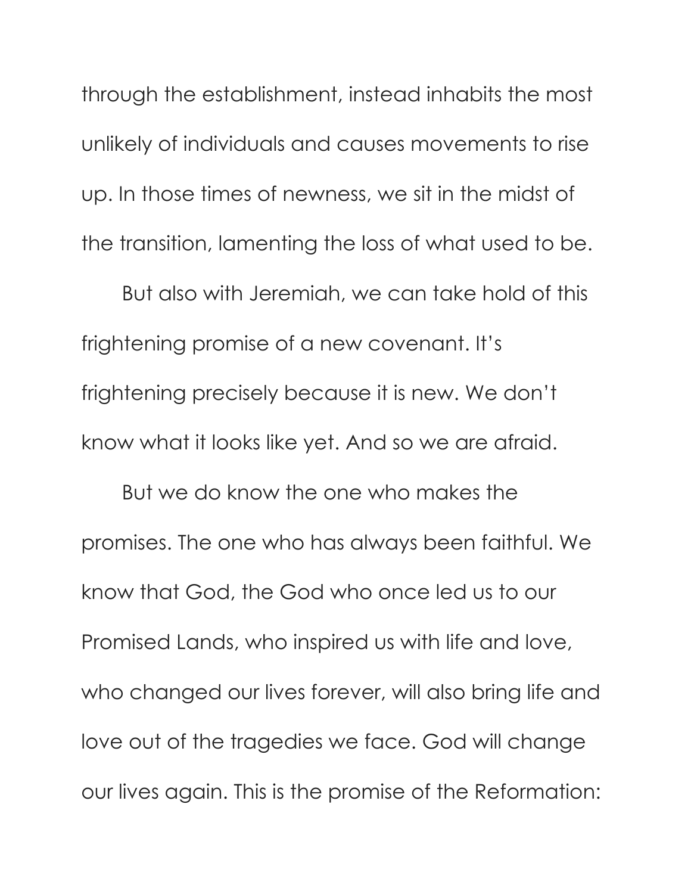through the establishment, instead inhabits the most unlikely of individuals and causes movements to rise up. In those times of newness, we sit in the midst of the transition, lamenting the loss of what used to be.

But also with Jeremiah, we can take hold of this frightening promise of a new covenant. It's frightening precisely because it is new. We don't know what it looks like yet. And so we are afraid.

But we do know the one who makes the promises. The one who has always been faithful. We know that God, the God who once led us to our Promised Lands, who inspired us with life and love, who changed our lives forever, will also bring life and love out of the tragedies we face. God will change our lives again. This is the promise of the Reformation: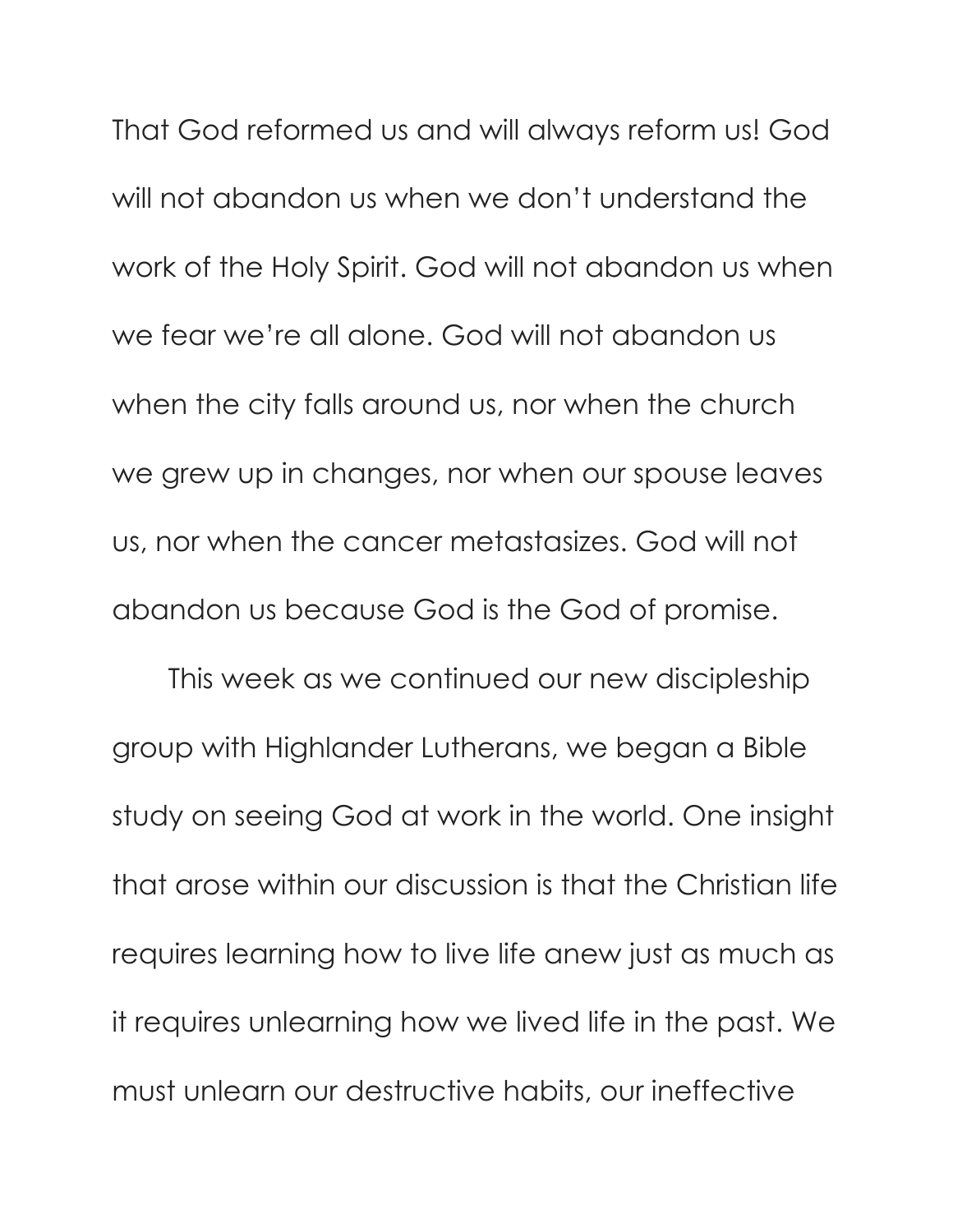That God reformed us and will always reform us! God will not abandon us when we don't understand the work of the Holy Spirit. God will not abandon us when we fear we're all alone. God will not abandon us when the city falls around us, nor when the church we grew up in changes, nor when our spouse leaves us, nor when the cancer metastasizes. God will not abandon us because God is the God of promise.

This week as we continued our new discipleship group with Highlander Lutherans, we began a Bible study on seeing God at work in the world. One insight that arose within our discussion is that the Christian life requires learning how to live life anew just as much as it requires unlearning how we lived life in the past. We must unlearn our destructive habits, our ineffective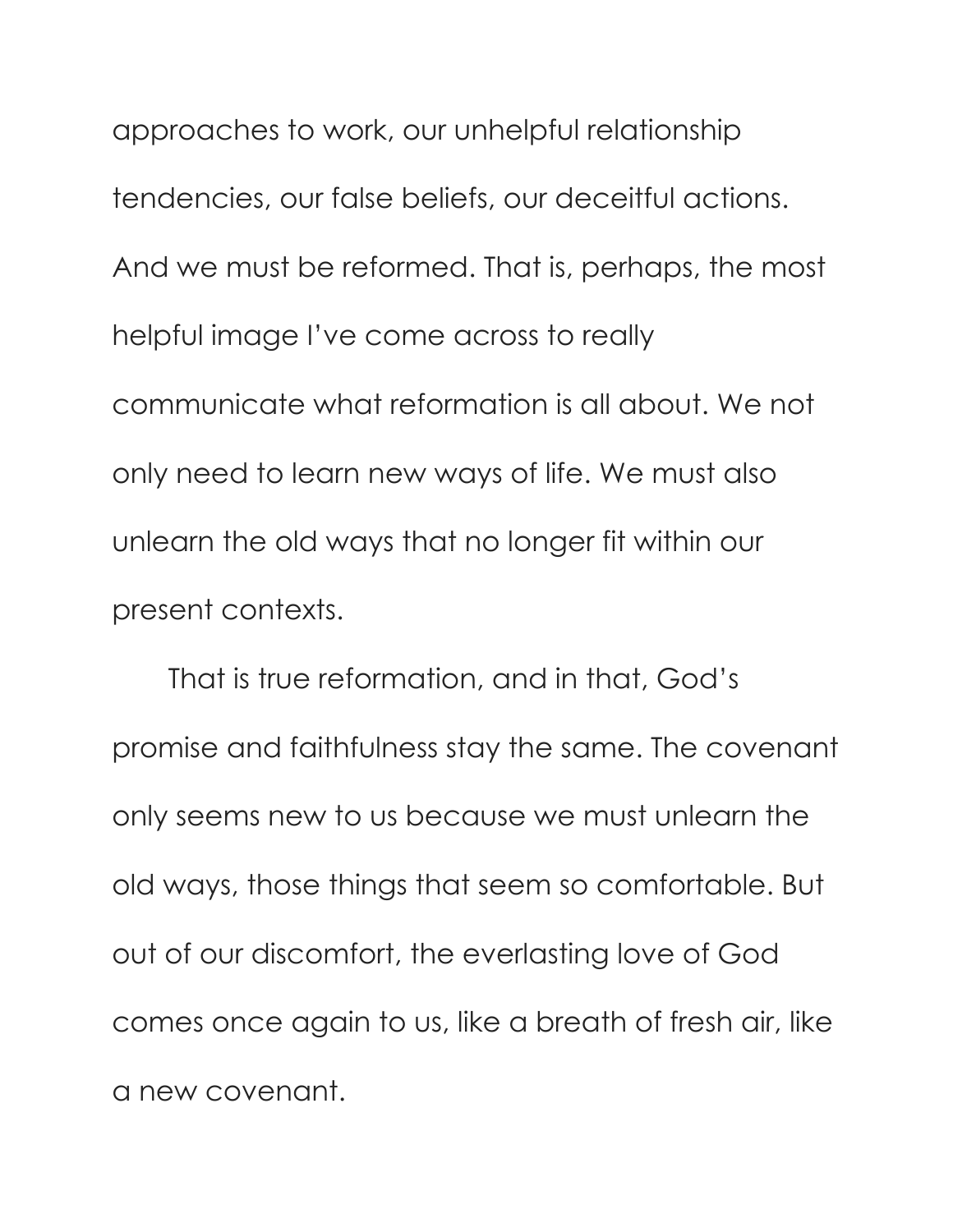approaches to work, our unhelpful relationship tendencies, our false beliefs, our deceitful actions. And we must be reformed. That is, perhaps, the most helpful image I've come across to really communicate what reformation is all about. We not only need to learn new ways of life. We must also unlearn the old ways that no longer fit within our present contexts.

That is true reformation, and in that, God's promise and faithfulness stay the same. The covenant only seems new to us because we must unlearn the old ways, those things that seem so comfortable. But out of our discomfort, the everlasting love of God comes once again to us, like a breath of fresh air, like a new covenant.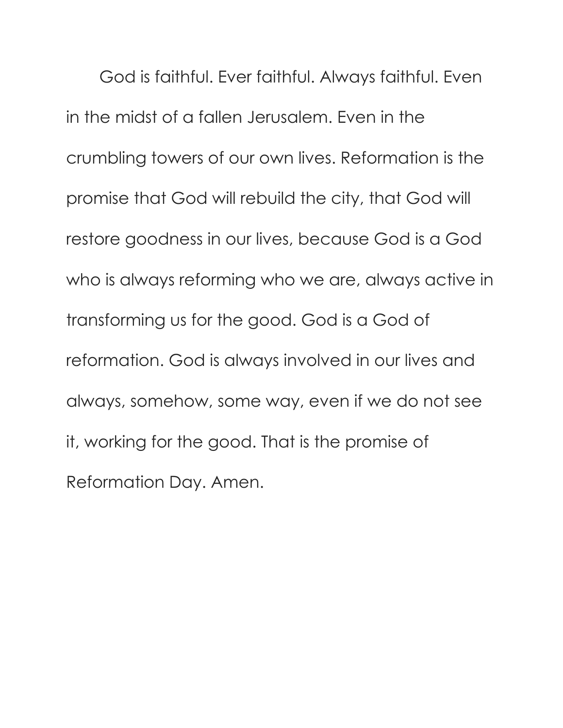God is faithful. Ever faithful. Always faithful. Even in the midst of a fallen Jerusalem. Even in the crumbling towers of our own lives. Reformation is the promise that God will rebuild the city, that God will restore goodness in our lives, because God is a God who is always reforming who we are, always active in transforming us for the good. God is a God of reformation. God is always involved in our lives and always, somehow, some way, even if we do not see it, working for the good. That is the promise of Reformation Day. Amen.